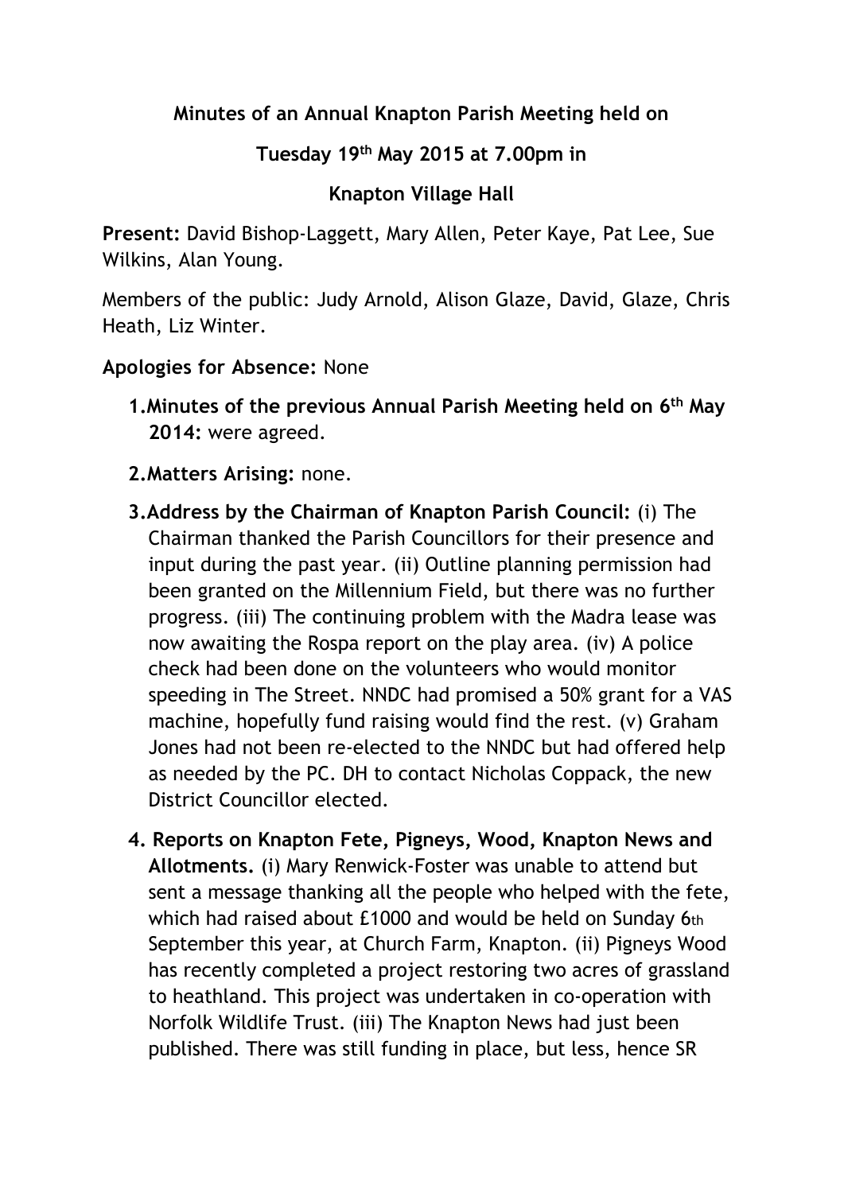**Minutes of an Annual Knapton Parish Meeting held on**

**Tuesday 19th May 2015 at 7.00pm in**

**Knapton Village Hall**

**Present:** David Bishop-Laggett, Mary Allen, Peter Kaye, Pat Lee, Sue Wilkins, Alan Young.

Members of the public: Judy Arnold, Alison Glaze, David, Glaze, Chris Heath, Liz Winter.

**Apologies for Absence:** None

1. **Minutes of the previous Annual Parish Meeting held on 6th May 2014:** were agreed.

2. **Matters Arising:** none.

3. **Address by the Chairman of Knapton Parish Council:** (i) The Chairman thanked the Parish Councillors for their presence and input during the past year. (ii) Outline planning permission had been granted on the Millennium Field, but there was no further progress. (iii) The continuing problem with the Madra lease was now awaiting the Rospa report on the play area. (iv) A police check had been done on the volunteers who would monitor speeding in The Street. NNDC had promised a 50% grant for a VAS machine, hopefully fund raising would find the rest. (v) Graham Jones had not been re-elected to the NNDC but had offered help as needed by the PC. DH to contact Nicholas Coppack, the new District Councillor elected.

4. **Reports on Knapton Fete, Pigneys, Wood, Knapton News and Allotments.** (i) Mary Renwick-Foster was unable to attend but sent a message thanking all the people who helped with the fete, which had raised about £1000 and would be held on Sunday 6th September this year, at Church Farm, Knapton. (ii) Pigneys Wood has recently completed a project restoring two acres of grassland to heathland. This project was undertaken in co-operation with Norfolk Wildlife Trust. (iii) The Knapton News had just been published. There was still funding in place, but less, hence SR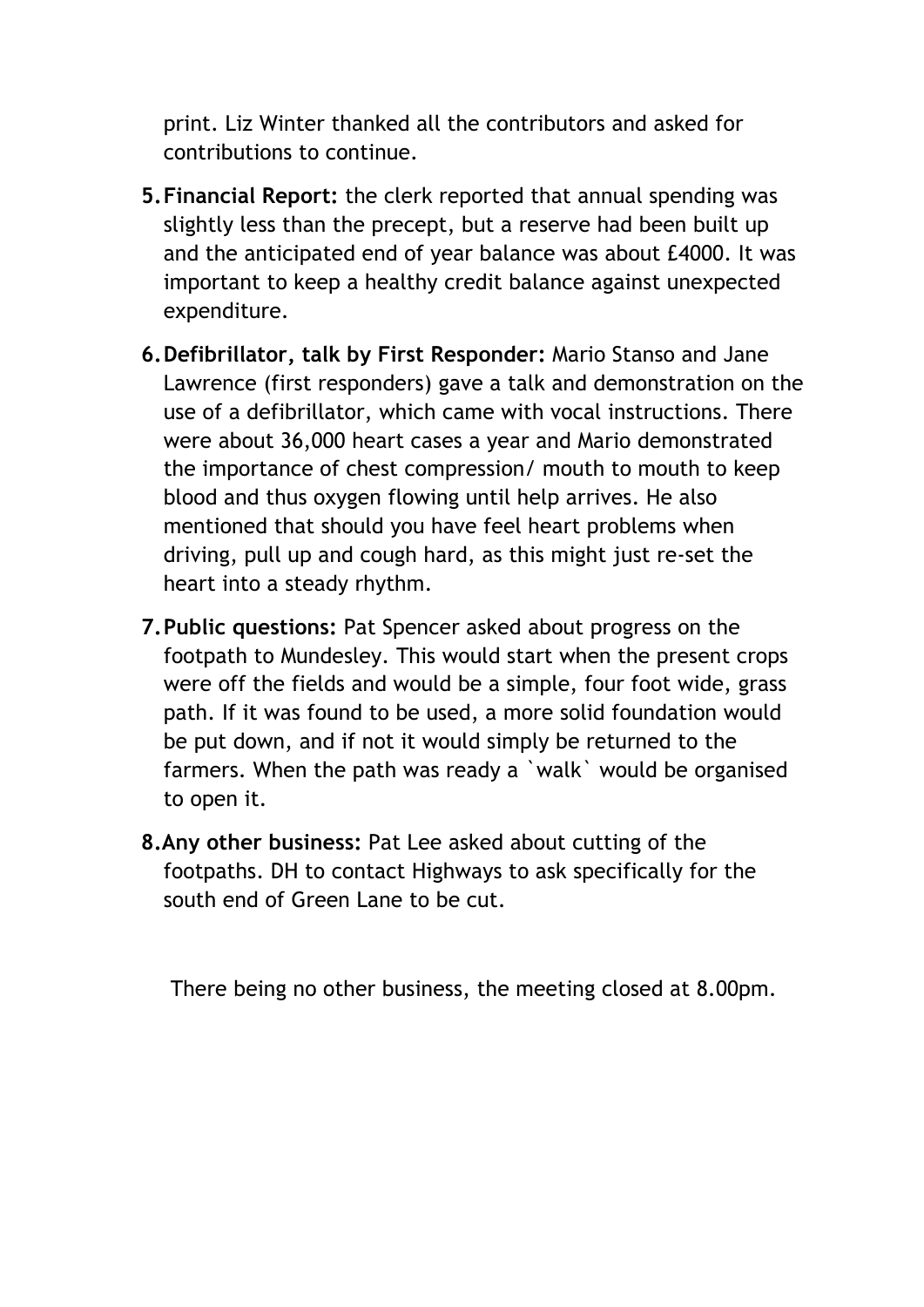print. Liz Winter thanked all the contributors and asked for contributions to continue.

5. **Financial Report:** the clerk reported that annual spending was slightly less than the precept, but a reserve had been built up and the anticipated end of year balance was about £4000. It was important to keep a healthy credit balance against unexpected expenditure.

6. **Defibrillator, talk by First Responder:** Mario Stanso and Jane Lawrence (first responders) gave a talk and demonstration on the use of a defibrillator, which came with vocal instructions. There were about 36,000 heart cases a year and Mario demonstrated the importance of chest compression/ mouth to mouth to keep blood and thus oxygen flowing until help arrives. He also mentioned that should you have feel heart problems when driving, pull up and cough hard, as this might just re-set the heart into a steady rhythm.

7. **Public questions:** Pat Spencer asked about progress on the footpath to Mundesley. This would start when the present crops were off the fields and would be a simple, four foot wide, grass path. If it was found to be used, a more solid foundation would be put down, and if not it would simply be returned to the farmers. When the path was ready a `walk` would be organised to open it.

8. **Any other business:** Pat Lee asked about cutting of the footpaths. DH to contact Highways to ask specifically for the south end of Green Lane to be cut.

There being no other business, the meeting closed at 8.00pm.